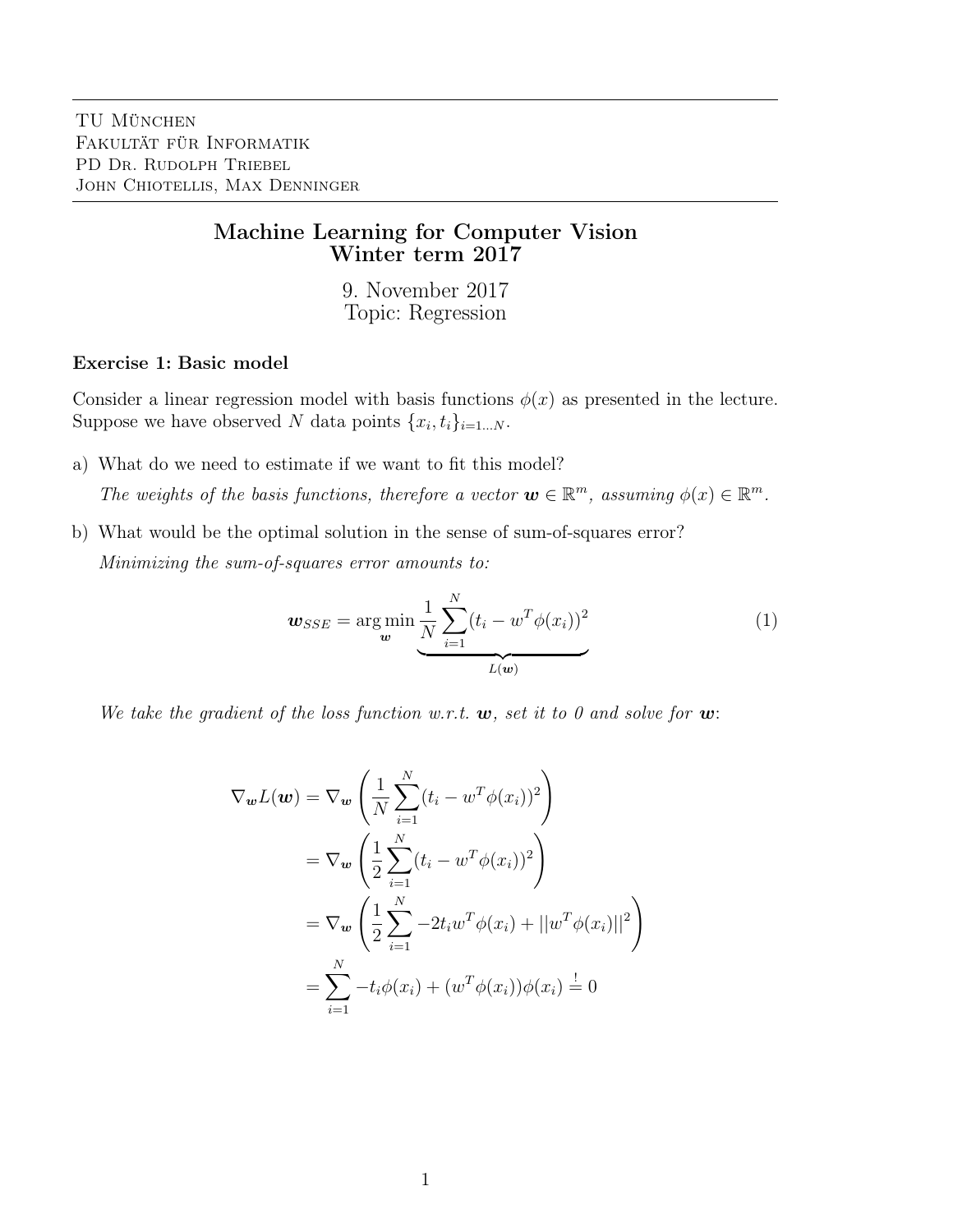TU München
Fakultät für Informatik
PD Dr. Rudolph Triebel
John Chiotellis, Max Denninger

# Machine Learning for Computer Vision
# Winter term 2017

9. November 2017
Topic: Regression

### Exercise 1: Basic model

Consider a linear regression model with basis functions $\phi(x)$ as presented in the lecture. Suppose we have observed $N$ data points $\{x_i, t_i\}_{i=1...N}$.

a) What do we need to estimate if we want to fit this model?

*The weights of the basis functions, therefore a vector $\boldsymbol{w} \in \mathbb{R}^m$, assuming $\phi(x) \in \mathbb{R}^m$.*

b) What would be the optimal solution in the sense of sum-of-squares error?

*Minimizing the sum-of-squares error amounts to:*

$$\boldsymbol{w}_{SSE} = \underset{\boldsymbol{w}}{\arg\min} \underbrace{\frac{1}{N} \sum_{i=1}^{N} (t_i - w^T \phi(x_i))^2}_{L(\boldsymbol{w})} \tag{1}$$

*We take the gradient of the loss function w.r.t. $\boldsymbol{w}$, set it to 0 and solve for $\boldsymbol{w}$:*

$$\begin{aligned}
\nabla_{\boldsymbol{w}} L(\boldsymbol{w}) &= \nabla_{\boldsymbol{w}} \left( \frac{1}{N} \sum_{i=1}^{N} (t_i - w^T \phi(x_i))^2 \right) \\
&= \nabla_{\boldsymbol{w}} \left( \frac{1}{2} \sum_{i=1}^{N} (t_i - w^T \phi(x_i))^2 \right) \\
&= \nabla_{\boldsymbol{w}} \left( \frac{1}{2} \sum_{i=1}^{N} -2 t_i w^T \phi(x_i) + ||w^T \phi(x_i)||^2 \right) \\
&= \sum_{i=1}^{N} -t_i \phi(x_i) + (w^T \phi(x_i)) \phi(x_i) \stackrel{!}{=} 0
\end{aligned}$$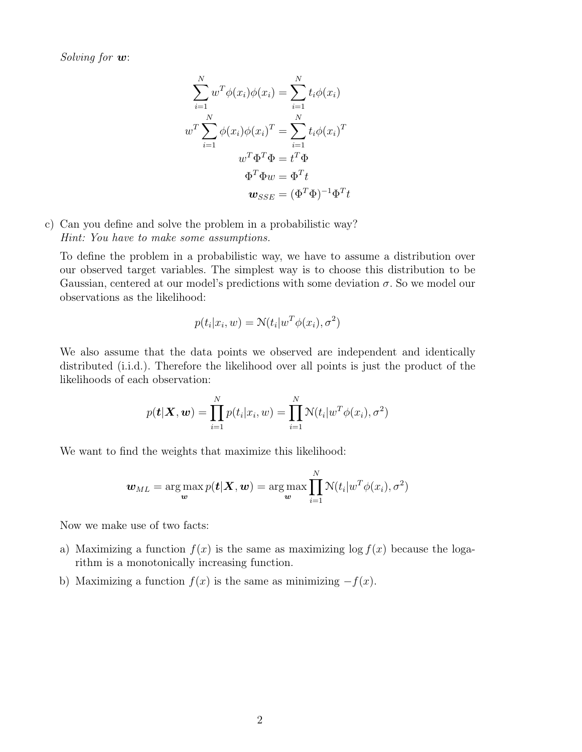*Solving for $\boldsymbol{w}$:*

$$
\begin{aligned}
\sum_{i=1}^{N} w^T \phi(x_i)\phi(x_i) &= \sum_{i=1}^{N} t_i \phi(x_i) \\
w^T \sum_{i=1}^{N} \phi(x_i)\phi(x_i)^T &= \sum_{i=1}^{N} t_i \phi(x_i)^T \\
w^T \Phi^T \Phi &= t^T \Phi \\
\Phi^T \Phi w &= \Phi^T t \\
\boldsymbol{w}_{SSE} &= (\Phi^T \Phi)^{-1} \Phi^T t
\end{aligned}
$$

c) Can you define and solve the problem in a probabilistic way?
*Hint: You have to make some assumptions.*

To define the problem in a probabilistic way, we have to assume a distribution over our observed target variables. The simplest way is to choose this distribution to be Gaussian, centered at our model's predictions with some deviation $\sigma$. So we model our observations as the likelihood:

$$p(t_i|x_i, w) = \mathcal{N}(t_i|w^T \phi(x_i), \sigma^2)$$

We also assume that the data points we observed are independent and identically distributed (i.i.d.). Therefore the likelihood over all points is just the product of the likelihoods of each observation:

$$p(\boldsymbol{t}|\boldsymbol{X}, \boldsymbol{w}) = \prod_{i=1}^{N} p(t_i|x_i, w) = \prod_{i=1}^{N} \mathcal{N}(t_i|w^T \phi(x_i), \sigma^2)$$

We want to find the weights that maximize this likelihood:

$$\boldsymbol{w}_{ML} = \arg\max_{\boldsymbol{w}} p(\boldsymbol{t}|\boldsymbol{X}, \boldsymbol{w}) = \arg\max_{\boldsymbol{w}} \prod_{i=1}^{N} \mathcal{N}(t_i|w^T \phi(x_i), \sigma^2)$$

Now we make use of two facts:

a) Maximizing a function $f(x)$ is the same as maximizing $\log f(x)$ because the logarithm is a monotonically increasing function.

b) Maximizing a function $f(x)$ is the same as minimizing $-f(x)$.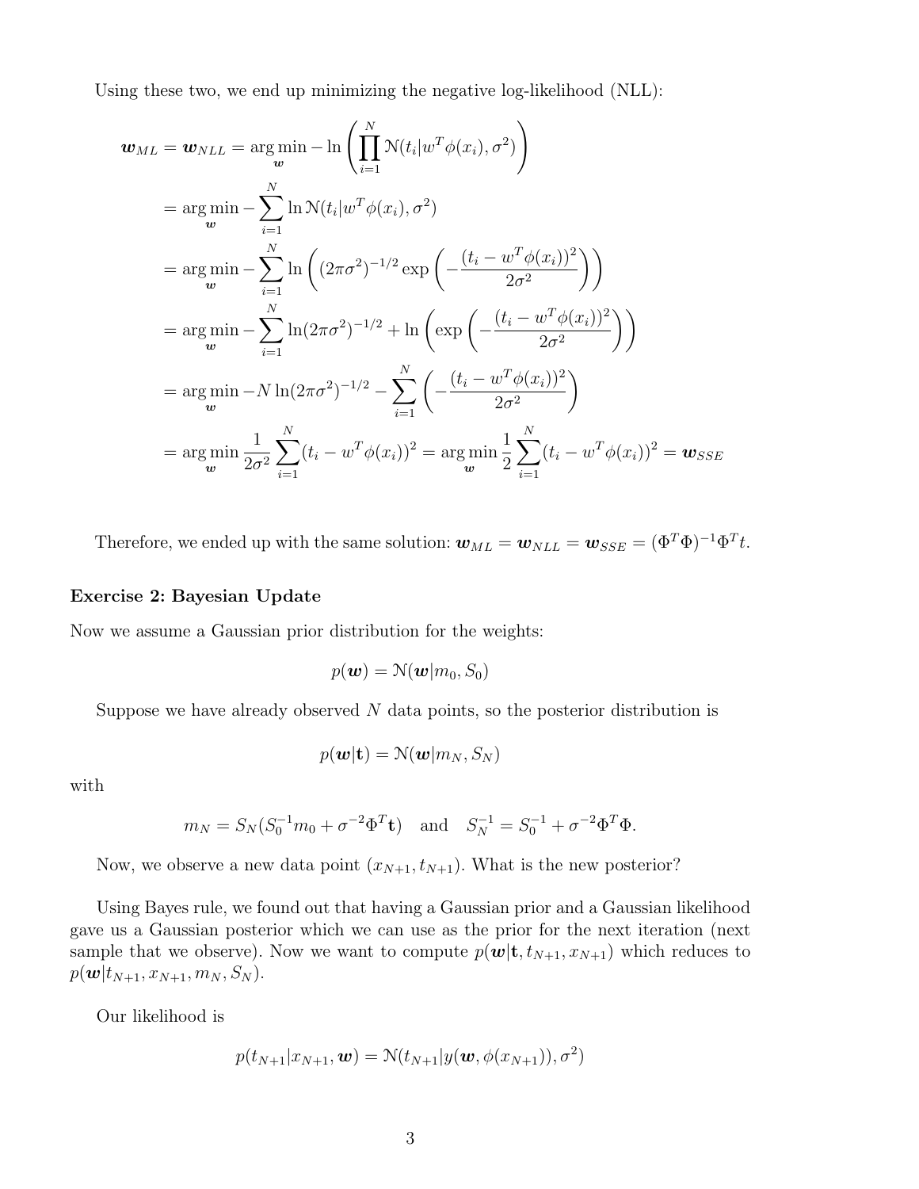Using these two, we end up minimizing the negative log-likelihood (NLL):

$$
\begin{aligned}
\boldsymbol{w}_{ML} = \boldsymbol{w}_{NLL} &= \arg\min_{\boldsymbol{w}} -\ln\left(\prod_{i=1}^{N} \mathcal{N}(t_i|w^T\phi(x_i), \sigma^2)\right) \\
&= \arg\min_{\boldsymbol{w}} -\sum_{i=1}^{N} \ln \mathcal{N}(t_i|w^T\phi(x_i), \sigma^2) \\
&= \arg\min_{\boldsymbol{w}} -\sum_{i=1}^{N} \ln\left((2\pi\sigma^2)^{-1/2} \exp\left(-\frac{(t_i - w^T\phi(x_i))^2}{2\sigma^2}\right)\right) \\
&= \arg\min_{\boldsymbol{w}} -\sum_{i=1}^{N} \ln(2\pi\sigma^2)^{-1/2} + \ln\left(\exp\left(-\frac{(t_i - w^T\phi(x_i))^2}{2\sigma^2}\right)\right) \\
&= \arg\min_{\boldsymbol{w}} -N\ln(2\pi\sigma^2)^{-1/2} - \sum_{i=1}^{N}\left(-\frac{(t_i - w^T\phi(x_i))^2}{2\sigma^2}\right) \\
&= \arg\min_{\boldsymbol{w}} \frac{1}{2\sigma^2}\sum_{i=1}^{N}(t_i - w^T\phi(x_i))^2 = \arg\min_{\boldsymbol{w}} \frac{1}{2}\sum_{i=1}^{N}(t_i - w^T\phi(x_i))^2 = \boldsymbol{w}_{SSE}
\end{aligned}
$$

Therefore, we ended up with the same solution: $\boldsymbol{w}_{ML} = \boldsymbol{w}_{NLL} = \boldsymbol{w}_{SSE} = (\Phi^T\Phi)^{-1}\Phi^T t$.

**Exercise 2: Bayesian Update**

Now we assume a Gaussian prior distribution for the weights:

$$p(\boldsymbol{w}) = \mathcal{N}(\boldsymbol{w}|m_0, S_0)$$

Suppose we have already observed $N$ data points, so the posterior distribution is

$$p(\boldsymbol{w}|\mathbf{t}) = \mathcal{N}(\boldsymbol{w}|m_N, S_N)$$

with

$$m_N = S_N(S_0^{-1}m_0 + \sigma^{-2}\Phi^T\mathbf{t}) \quad \text{and} \quad S_N^{-1} = S_0^{-1} + \sigma^{-2}\Phi^T\Phi.$$

Now, we observe a new data point $(x_{N+1}, t_{N+1})$. What is the new posterior?

Using Bayes rule, we found out that having a Gaussian prior and a Gaussian likelihood gave us a Gaussian posterior which we can use as the prior for the next iteration (next sample that we observe). Now we want to compute $p(\boldsymbol{w}|\mathbf{t}, t_{N+1}, x_{N+1})$ which reduces to $p(\boldsymbol{w}|t_{N+1}, x_{N+1}, m_N, S_N)$.

Our likelihood is

$$p(t_{N+1}|x_{N+1}, \boldsymbol{w}) = \mathcal{N}(t_{N+1}|y(\boldsymbol{w}, \phi(x_{N+1})), \sigma^2)$$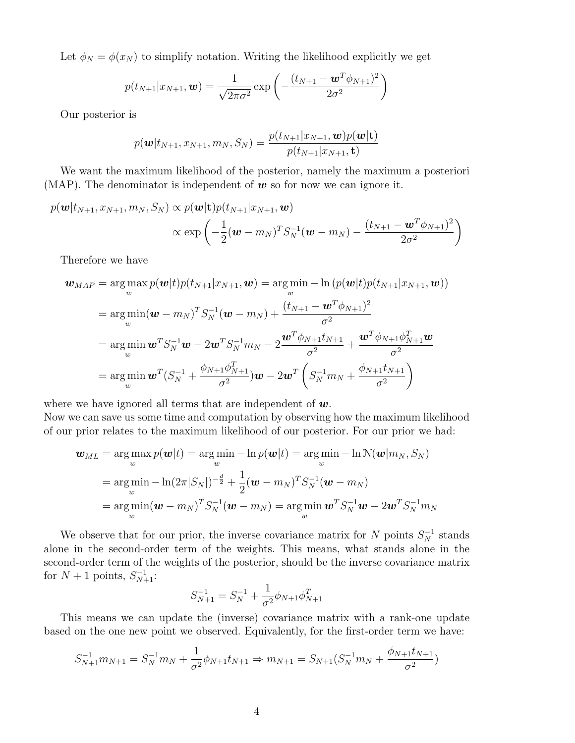Let $\phi_N = \phi(x_N)$ to simplify notation. Writing the likelihood explicitly we get

$$p(t_{N+1}|x_{N+1}, \boldsymbol{w}) = \frac{1}{\sqrt{2\pi\sigma^2}} \exp\left(-\frac{(t_{N+1} - \boldsymbol{w}^T\phi_{N+1})^2}{2\sigma^2}\right)$$

Our posterior is

$$p(\boldsymbol{w}|t_{N+1}, x_{N+1}, m_N, S_N) = \frac{p(t_{N+1}|x_{N+1}, \boldsymbol{w})p(\boldsymbol{w}|\mathbf{t})}{p(t_{N+1}|x_{N+1}, \mathbf{t})}$$

We want the maximum likelihood of the posterior, namely the maximum a posteriori (MAP). The denominator is independent of $\boldsymbol{w}$ so for now we can ignore it.

$$\begin{aligned}
p(\boldsymbol{w}|t_{N+1}, x_{N+1}, m_N, S_N) &\propto p(\boldsymbol{w}|\mathbf{t})p(t_{N+1}|x_{N+1}, \boldsymbol{w}) \\
&\propto \exp\left(-\frac{1}{2}(\boldsymbol{w} - m_N)^T S_N^{-1}(\boldsymbol{w} - m_N) - \frac{(t_{N+1} - \boldsymbol{w}^T\phi_{N+1})^2}{2\sigma^2}\right)
\end{aligned}$$

Therefore we have

$$\begin{aligned}
\boldsymbol{w}_{MAP} &= \arg\max_w p(\boldsymbol{w}|t)p(t_{N+1}|x_{N+1}, \boldsymbol{w}) = \arg\min_w -\ln\left(p(\boldsymbol{w}|t)p(t_{N+1}|x_{N+1}, \boldsymbol{w})\right) \\
&= \arg\min_w (\boldsymbol{w} - m_N)^T S_N^{-1}(\boldsymbol{w} - m_N) + \frac{(t_{N+1} - \boldsymbol{w}^T\phi_{N+1})^2}{\sigma^2} \\
&= \arg\min_w \boldsymbol{w}^T S_N^{-1}\boldsymbol{w} - 2\boldsymbol{w}^T S_N^{-1} m_N - 2\frac{\boldsymbol{w}^T\phi_{N+1}t_{N+1}}{\sigma^2} + \frac{\boldsymbol{w}^T\phi_{N+1}\phi_{N+1}^T\boldsymbol{w}}{\sigma^2} \\
&= \arg\min_w \boldsymbol{w}^T(S_N^{-1} + \frac{\phi_{N+1}\phi_{N+1}^T}{\sigma^2})\boldsymbol{w} - 2\boldsymbol{w}^T\left(S_N^{-1}m_N + \frac{\phi_{N+1}t_{N+1}}{\sigma^2}\right)
\end{aligned}$$

where we have ignored all terms that are independent of $\boldsymbol{w}$.
Now we can save us some time and computation by observing how the maximum likelihood of our prior relates to the maximum likelihood of our posterior. For our prior we had:

$$\begin{aligned}
\boldsymbol{w}_{ML} &= \arg\max_w p(\boldsymbol{w}|t) = \arg\min_w -\ln p(\boldsymbol{w}|t) = \arg\min_w -\ln \mathcal{N}(\boldsymbol{w}|m_N, S_N) \\
&= \arg\min_w -\ln(2\pi|S_N|)^{-\frac{d}{2}} + \frac{1}{2}(\boldsymbol{w} - m_N)^T S_N^{-1}(\boldsymbol{w} - m_N) \\
&= \arg\min_w (\boldsymbol{w} - m_N)^T S_N^{-1}(\boldsymbol{w} - m_N) = \arg\min_w \boldsymbol{w}^T S_N^{-1}\boldsymbol{w} - 2\boldsymbol{w}^T S_N^{-1}m_N
\end{aligned}$$

We observe that for our prior, the inverse covariance matrix for $N$ points $S_N^{-1}$ stands alone in the second-order term of the weights. This means, what stands alone in the second-order term of the weights of the posterior, should be the inverse covariance matrix for $N+1$ points, $S_{N+1}^{-1}$:

$$S_{N+1}^{-1} = S_N^{-1} + \frac{1}{\sigma^2}\phi_{N+1}\phi_{N+1}^T$$

This means we can update the (inverse) covariance matrix with a rank-one update based on the one new point we observed. Equivalently, for the first-order term we have:

$$S_{N+1}^{-1}m_{N+1} = S_N^{-1}m_N + \frac{1}{\sigma^2}\phi_{N+1}t_{N+1} \Rightarrow m_{N+1} = S_{N+1}(S_N^{-1}m_N + \frac{\phi_{N+1}t_{N+1}}{\sigma^2})$$